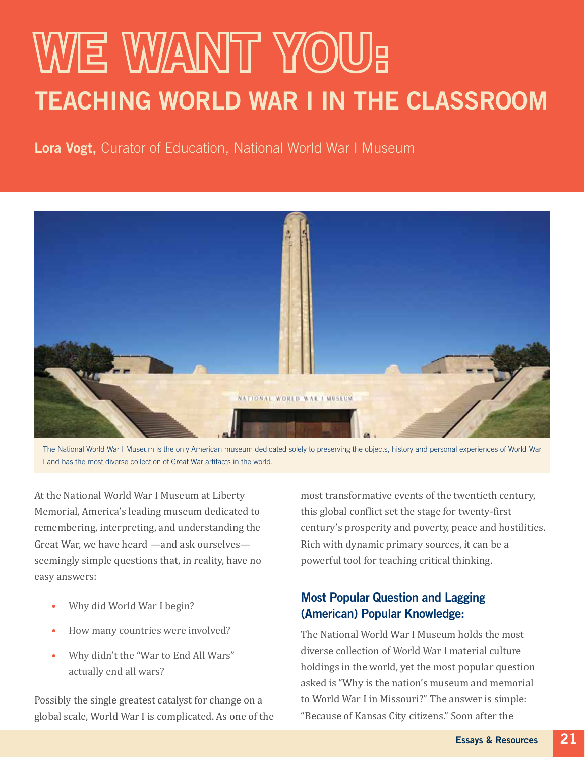# WE WANT YOU:
## TEACHING WORLD WAR I IN THE CLASSROOM

**Lora Vogt,** Curator of Education, National World War I Museum

The National World War I Museum is the only American museum dedicated solely to preserving the objects, history and personal experiences of World War I and has the most diverse collection of Great War artifacts in the world.

At the National World War I Museum at Liberty Memorial, America's leading museum dedicated to remembering, interpreting, and understanding the Great War, we have heard —and ask ourselves— seemingly simple questions that, in reality, have no easy answers:

- Why did World War I begin?
- How many countries were involved?
- Why didn't the "War to End All Wars" actually end all wars?

Possibly the single greatest catalyst for change on a global scale, World War I is complicated. As one of the most transformative events of the twentieth century, this global conflict set the stage for twenty-first century's prosperity and poverty, peace and hostilities. Rich with dynamic primary sources, it can be a powerful tool for teaching critical thinking.

### Most Popular Question and Lagging (American) Popular Knowledge:

The National World War I Museum holds the most diverse collection of World War I material culture holdings in the world, yet the most popular question asked is "Why is the nation's museum and memorial to World War I in Missouri?" The answer is simple: "Because of Kansas City citizens." Soon after the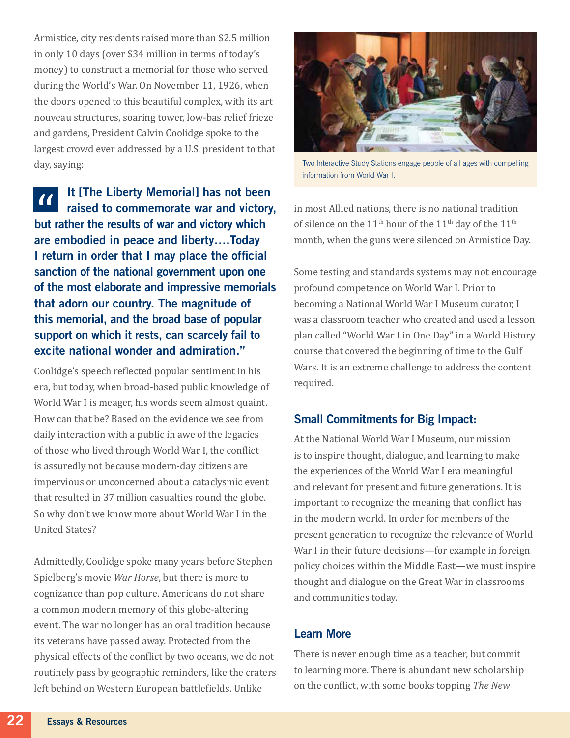Armistice, city residents raised more than $2.5 million in only 10 days (over $34 million in terms of today's money) to construct a memorial for those who served during the World's War. On November 11, 1926, when the doors opened to this beautiful complex, with its art nouveau structures, soaring tower, low-bas relief frieze and gardens, President Calvin Coolidge spoke to the largest crowd ever addressed by a U.S. president to that day, saying:

> **"It [The Liberty Memorial] has not been raised to commemorate war and victory, but rather the results of war and victory which are embodied in peace and liberty....Today I return in order that I may place the official sanction of the national government upon one of the most elaborate and impressive memorials that adorn our country. The magnitude of this memorial, and the broad base of popular support on which it rests, can scarcely fail to excite national wonder and admiration."**

Coolidge's speech reflected popular sentiment in his era, but today, when broad-based public knowledge of World War I is meager, his words seem almost quaint. How can that be? Based on the evidence we see from daily interaction with a public in awe of the legacies of those who lived through World War I, the conflict is assuredly not because modern-day citizens are impervious or unconcerned about a cataclysmic event that resulted in 37 million casualties round the globe. So why don't we know more about World War I in the United States?

Admittedly, Coolidge spoke many years before Stephen Spielberg's movie *War Horse*, but there is more to cognizance than pop culture. Americans do not share a common modern memory of this globe-altering event. The war no longer has an oral tradition because its veterans have passed away. Protected from the physical effects of the conflict by two oceans, we do not routinely pass by geographic reminders, like the craters left behind on Western European battlefields. Unlike in most Allied nations, there is no national tradition of silence on the 11th hour of the 11th day of the 11th month, when the guns were silenced on Armistice Day.

Two Interactive Study Stations engage people of all ages with compelling information from World War I.

Some testing and standards systems may not encourage profound competence on World War I. Prior to becoming a National World War I Museum curator, I was a classroom teacher who created and used a lesson plan called "World War I in One Day" in a World History course that covered the beginning of time to the Gulf Wars. It is an extreme challenge to address the content required.

## Small Commitments for Big Impact:

At the National World War I Museum, our mission is to inspire thought, dialogue, and learning to make the experiences of the World War I era meaningful and relevant for present and future generations. It is important to recognize the meaning that conflict has in the modern world. In order for members of the present generation to recognize the relevance of World War I in their future decisions—for example in foreign policy choices within the Middle East—we must inspire thought and dialogue on the Great War in classrooms and communities today.

## Learn More

There is never enough time as a teacher, but commit to learning more. There is abundant new scholarship on the conflict, with some books topping *The New*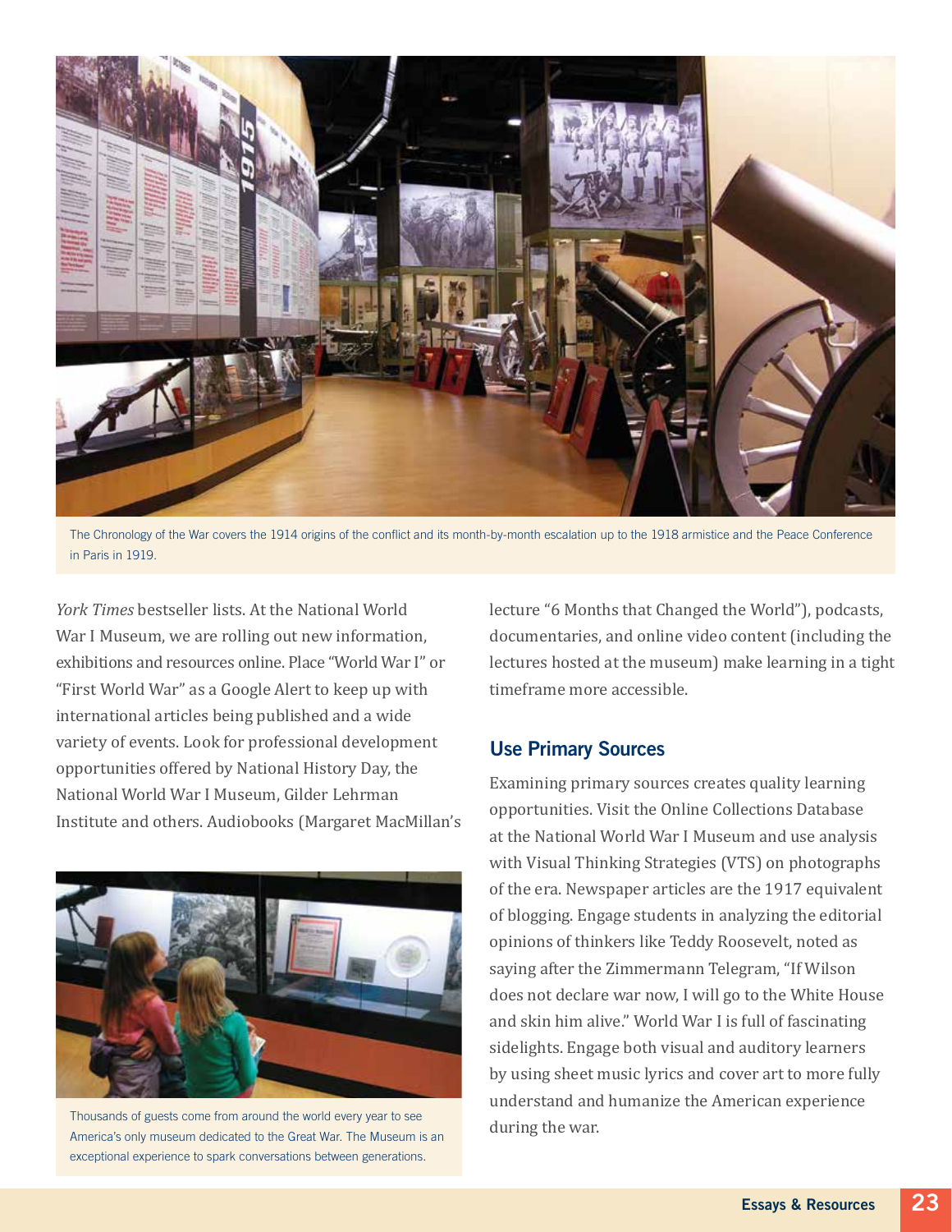The Chronology of the War covers the 1914 origins of the conflict and its month-by-month escalation up to the 1918 armistice and the Peace Conference in Paris in 1919.

*York Times* bestseller lists. At the National World War I Museum, we are rolling out new information, exhibitions and resources online. Place "World War I" or "First World War" as a Google Alert to keep up with international articles being published and a wide variety of events. Look for professional development opportunities offered by National History Day, the National World War I Museum, Gilder Lehrman Institute and others. Audiobooks (Margaret MacMillan's lecture "6 Months that Changed the World"), podcasts, documentaries, and online video content (including the lectures hosted at the museum) make learning in a tight timeframe more accessible.

Thousands of guests come from around the world every year to see America's only museum dedicated to the Great War. The Museum is an exceptional experience to spark conversations between generations.

## Use Primary Sources

Examining primary sources creates quality learning opportunities. Visit the Online Collections Database at the National World War I Museum and use analysis with Visual Thinking Strategies (VTS) on photographs of the era. Newspaper articles are the 1917 equivalent of blogging. Engage students in analyzing the editorial opinions of thinkers like Teddy Roosevelt, noted as saying after the Zimmermann Telegram, "If Wilson does not declare war now, I will go to the White House and skin him alive." World War I is full of fascinating sidelights. Engage both visual and auditory learners by using sheet music lyrics and cover art to more fully understand and humanize the American experience during the war.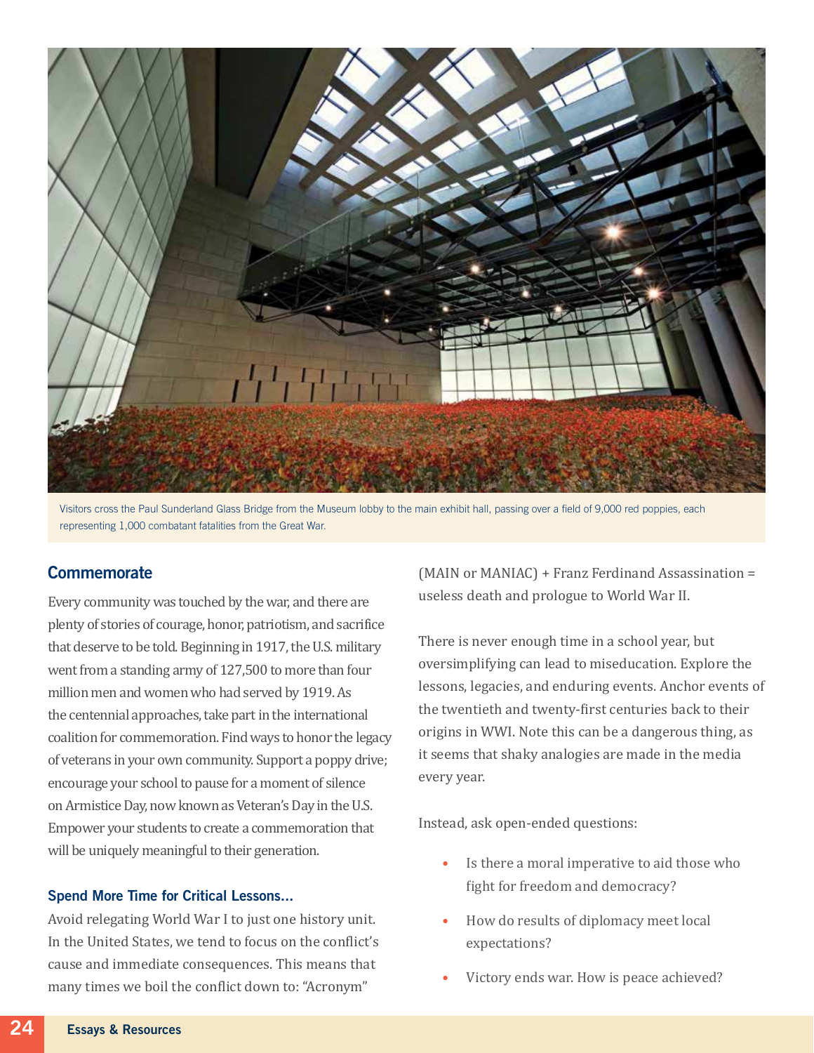Visitors cross the Paul Sunderland Glass Bridge from the Museum lobby to the main exhibit hall, passing over a field of 9,000 red poppies, each representing 1,000 combatant fatalities from the Great War.

## Commemorate

Every community was touched by the war, and there are plenty of stories of courage, honor, patriotism, and sacrifice that deserve to be told. Beginning in 1917, the U.S. military went from a standing army of 127,500 to more than four million men and women who had served by 1919. As the centennial approaches, take part in the international coalition for commemoration. Find ways to honor the legacy of veterans in your own community. Support a poppy drive; encourage your school to pause for a moment of silence on Armistice Day, now known as Veteran's Day in the U.S. Empower your students to create a commemoration that will be uniquely meaningful to their generation.

### Spend More Time for Critical Lessons...

Avoid relegating World War I to just one history unit. In the United States, we tend to focus on the conflict's cause and immediate consequences. This means that many times we boil the conflict down to: "Acronym" (MAIN or MANIAC) + Franz Ferdinand Assassination = useless death and prologue to World War II.

There is never enough time in a school year, but oversimplifying can lead to miseducation. Explore the lessons, legacies, and enduring events. Anchor events of the twentieth and twenty-first centuries back to their origins in WWI. Note this can be a dangerous thing, as it seems that shaky analogies are made in the media every year.

Instead, ask open-ended questions:

- Is there a moral imperative to aid those who fight for freedom and democracy?
- How do results of diplomacy meet local expectations?
- Victory ends war. How is peace achieved?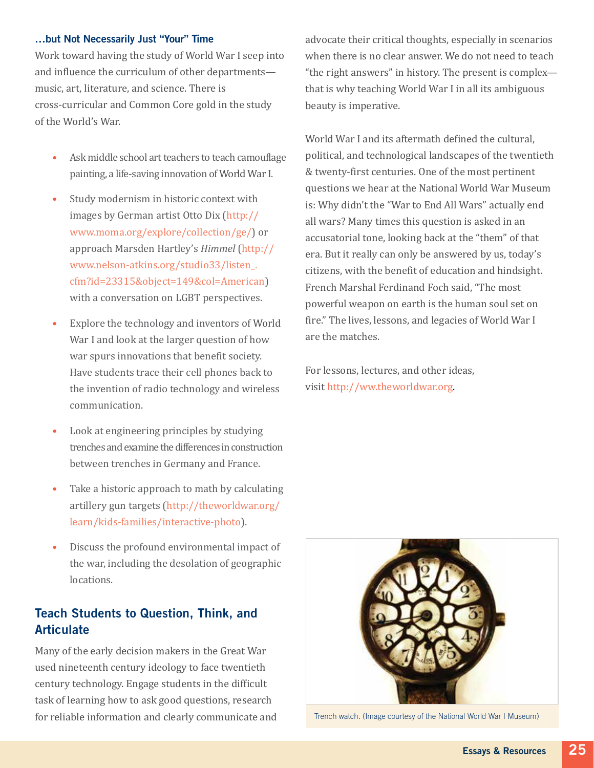### …but Not Necessarily Just "Your" Time

Work toward having the study of World War I seep into and influence the curriculum of other departments—music, art, literature, and science. There is cross-curricular and Common Core gold in the study of the World's War.

- Ask middle school art teachers to teach camouflage painting, a life-saving innovation of World War I.
- Study modernism in historic context with images by German artist Otto Dix (http://www.moma.org/explore/collection/ge/) or approach Marsden Hartley's *Himmel* (http://www.nelson-atkins.org/studio33/listen_.cfm?id=23315&object=149&col=American) with a conversation on LGBT perspectives.
- Explore the technology and inventors of World War I and look at the larger question of how war spurs innovations that benefit society. Have students trace their cell phones back to the invention of radio technology and wireless communication.
- Look at engineering principles by studying trenches and examine the differences in construction between trenches in Germany and France.
- Take a historic approach to math by calculating artillery gun targets (http://theworldwar.org/learn/kids-families/interactive-photo).
- Discuss the profound environmental impact of the war, including the desolation of geographic locations.

## Teach Students to Question, Think, and Articulate

Many of the early decision makers in the Great War used nineteenth century ideology to face twentieth century technology. Engage students in the difficult task of learning how to ask good questions, research for reliable information and clearly communicate and advocate their critical thoughts, especially in scenarios when there is no clear answer. We do not need to teach "the right answers" in history. The present is complex—that is why teaching World War I in all its ambiguous beauty is imperative.

World War I and its aftermath defined the cultural, political, and technological landscapes of the twentieth & twenty-first centuries. One of the most pertinent questions we hear at the National World War Museum is: Why didn't the "War to End All Wars" actually end all wars? Many times this question is asked in an accusatorial tone, looking back at the "them" of that era. But it really can only be answered by us, today's citizens, with the benefit of education and hindsight. French Marshal Ferdinand Foch said, "The most powerful weapon on earth is the human soul set on fire." The lives, lessons, and legacies of World War I are the matches.

For lessons, lectures, and other ideas, visit http://ww.theworldwar.org.

Trench watch. (Image courtesy of the National World War I Museum)